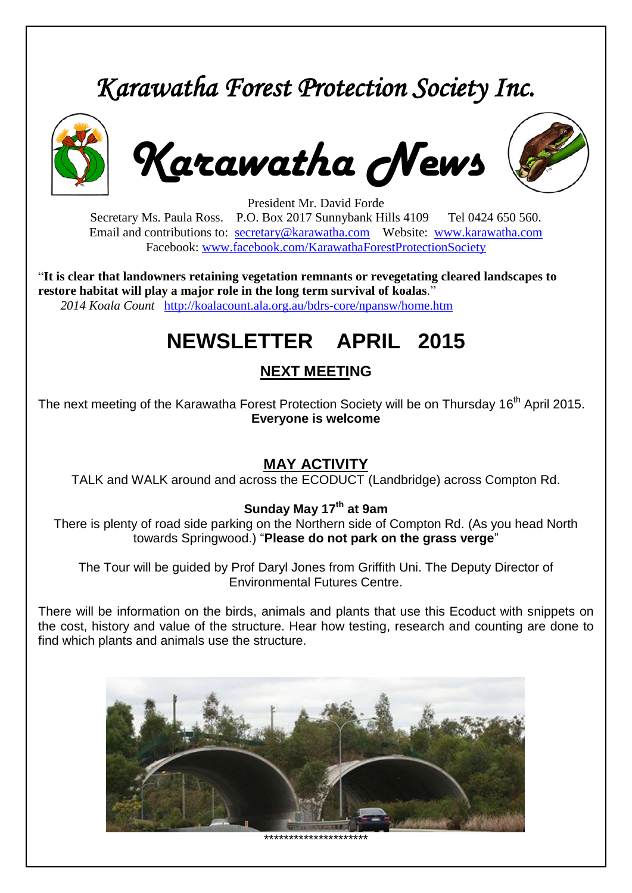# *Karawatha Forest Protection Society Inc.*

# *Karawatha News*

President Mr. David Forde
Secretary Ms. Paula Ross. P.O. Box 2017 Sunnybank Hills 4109 Tel 0424 650 560.
Email and contributions to: secretary@karawatha.com Website: www.karawatha.com
Facebook: www.facebook.com/KarawathaForestProtectionSociety

"**It is clear that landowners retaining vegetation remnants or revegetating cleared landscapes to restore habitat will play a major role in the long term survival of koalas**."
*2014 Koala Count* http://koalacount.ala.org.au/bdrs-core/npansw/home.htm

# NEWSLETTER APRIL 2015

## NEXT MEETING

The next meeting of the Karawatha Forest Protection Society will be on Thursday 16th April 2015.
**Everyone is welcome**

## MAY ACTIVITY

TALK and WALK around and across the ECODUCT (Landbridge) across Compton Rd.

**Sunday May 17th at 9am**

There is plenty of road side parking on the Northern side of Compton Rd. (As you head North towards Springwood.) "**Please do not park on the grass verge**"

The Tour will be guided by Prof Daryl Jones from Griffith Uni. The Deputy Director of Environmental Futures Centre.

There will be information on the birds, animals and plants that use this Ecoduct with snippets on the cost, history and value of the structure. Hear how testing, research and counting are done to find which plants and animals use the structure.

********************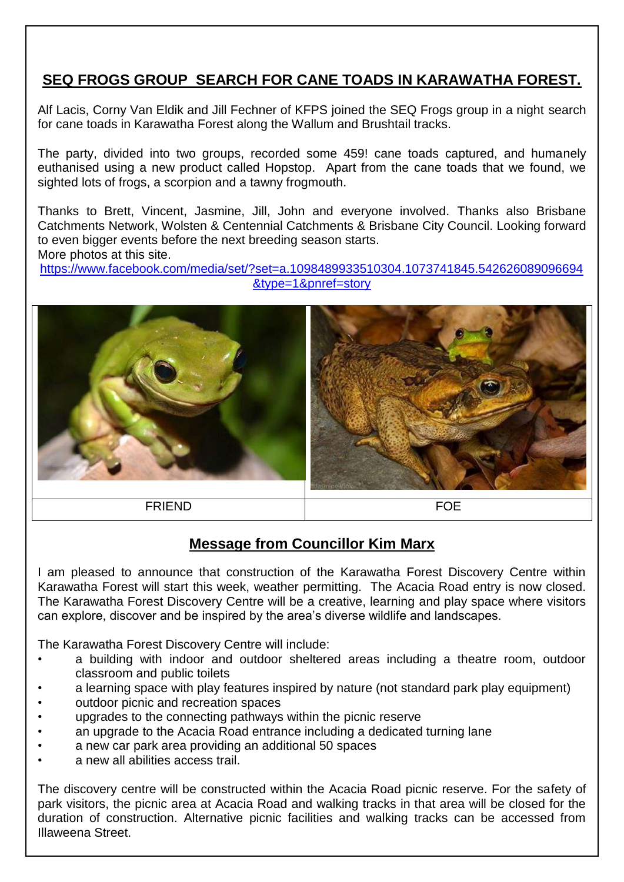## SEQ FROGS GROUP SEARCH FOR CANE TOADS IN KARAWATHA FOREST.

Alf Lacis, Corny Van Eldik and Jill Fechner of KFPS joined the SEQ Frogs group in a night search for cane toads in Karawatha Forest along the Wallum and Brushtail tracks.

The party, divided into two groups, recorded some 459! cane toads captured, and humanely euthanised using a new product called Hopstop. Apart from the cane toads that we found, we sighted lots of frogs, a scorpion and a tawny frogmouth.

Thanks to Brett, Vincent, Jasmine, Jill, John and everyone involved. Thanks also Brisbane Catchments Network, Wolsten & Centennial Catchments & Brisbane City Council. Looking forward to even bigger events before the next breeding season starts.
More photos at this site.
https://www.facebook.com/media/set/?set=a.1098489933510304.1073741845.542626089096694&type=1&pnref=story

| FRIEND | FOE |
|---|---|

## Message from Councillor Kim Marx

I am pleased to announce that construction of the Karawatha Forest Discovery Centre within Karawatha Forest will start this week, weather permitting. The Acacia Road entry is now closed. The Karawatha Forest Discovery Centre will be a creative, learning and play space where visitors can explore, discover and be inspired by the area's diverse wildlife and landscapes.

The Karawatha Forest Discovery Centre will include:

- a building with indoor and outdoor sheltered areas including a theatre room, outdoor classroom and public toilets
- a learning space with play features inspired by nature (not standard park play equipment)
- outdoor picnic and recreation spaces
- upgrades to the connecting pathways within the picnic reserve
- an upgrade to the Acacia Road entrance including a dedicated turning lane
- a new car park area providing an additional 50 spaces
- a new all abilities access trail.

The discovery centre will be constructed within the Acacia Road picnic reserve. For the safety of park visitors, the picnic area at Acacia Road and walking tracks in that area will be closed for the duration of construction. Alternative picnic facilities and walking tracks can be accessed from Illaweena Street.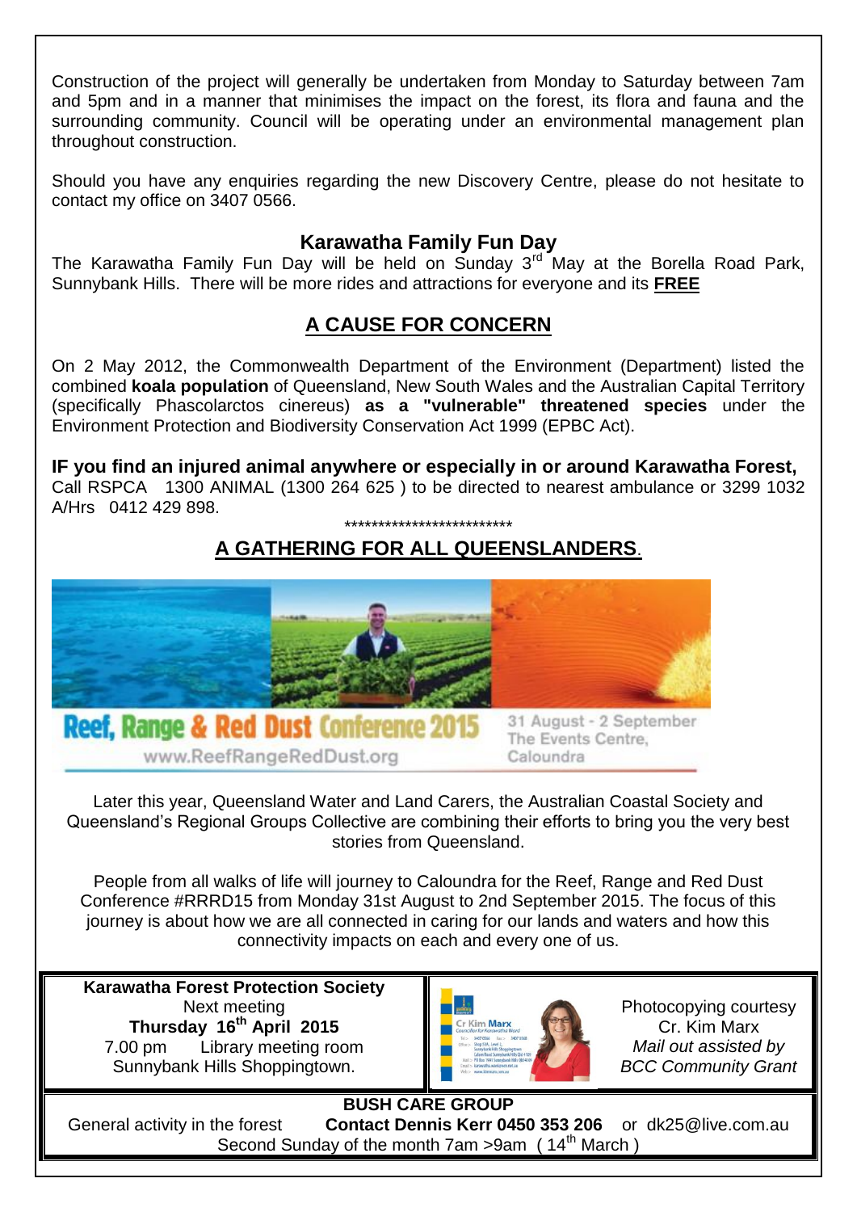Construction of the project will generally be undertaken from Monday to Saturday between 7am and 5pm and in a manner that minimises the impact on the forest, its flora and fauna and the surrounding community. Council will be operating under an environmental management plan throughout construction.

Should you have any enquiries regarding the new Discovery Centre, please do not hesitate to contact my office on 3407 0566.

## Karawatha Family Fun Day

The Karawatha Family Fun Day will be held on Sunday 3rd May at the Borella Road Park, Sunnybank Hills. There will be more rides and attractions for everyone and its **FREE**

## A CAUSE FOR CONCERN

On 2 May 2012, the Commonwealth Department of the Environment (Department) listed the combined **koala population** of Queensland, New South Wales and the Australian Capital Territory (specifically Phascolarctos cinereus) **as a "vulnerable" threatened species** under the Environment Protection and Biodiversity Conservation Act 1999 (EPBC Act).

**IF you find an injured animal anywhere or especially in or around Karawatha Forest,** Call RSPCA 1300 ANIMAL (1300 264 625 ) to be directed to nearest ambulance or 3299 1032 A/Hrs 0412 429 898.

*************************

## A GATHERING FOR ALL QUEENSLANDERS.

Reef, Range & Red Dust Conference 2015
www.ReefRangeRedDust.org
31 August - 2 September
The Events Centre, Caloundra

Later this year, Queensland Water and Land Carers, the Australian Coastal Society and Queensland's Regional Groups Collective are combining their efforts to bring you the very best stories from Queensland.

People from all walks of life will journey to Caloundra for the Reef, Range and Red Dust Conference #RRRD15 from Monday 31st August to 2nd September 2015. The focus of this journey is about how we are all connected in caring for our lands and waters and how this connectivity impacts on each and every one of us.

**Karawatha Forest Protection Society**
Next meeting
**Thursday 16th April 2015**
7.00 pm Library meeting room
Sunnybank Hills Shoppingtown.

Photocopying courtesy Cr. Kim Marx
*Mail out assisted by BCC Community Grant*

**BUSH CARE GROUP**
General activity in the forest **Contact Dennis Kerr 0450 353 206** or dk25@live.com.au
Second Sunday of the month 7am >9am ( 14th March )